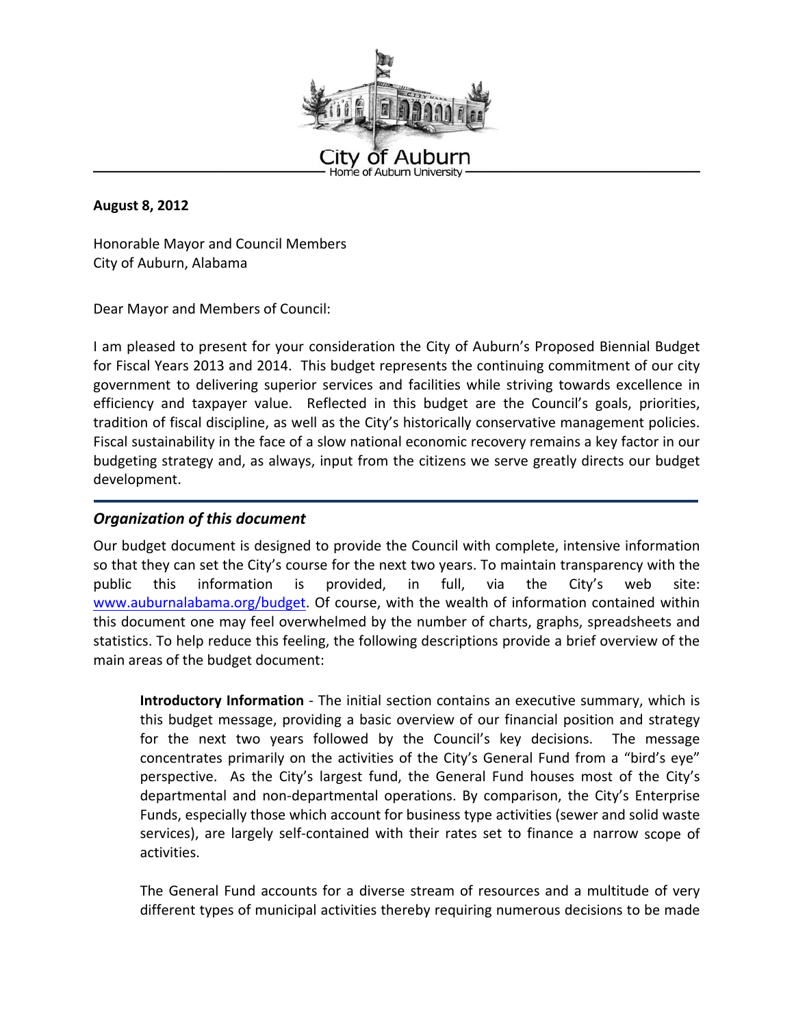City of Auburn

Home of Auburn University

**August 8, 2012**

Honorable Mayor and Council Members
City of Auburn, Alabama

Dear Mayor and Members of Council:

I am pleased to present for your consideration the City of Auburn's Proposed Biennial Budget for Fiscal Years 2013 and 2014. This budget represents the continuing commitment of our city government to delivering superior services and facilities while striving towards excellence in efficiency and taxpayer value. Reflected in this budget are the Council's goals, priorities, tradition of fiscal discipline, as well as the City's historically conservative management policies. Fiscal sustainability in the face of a slow national economic recovery remains a key factor in our budgeting strategy and, as always, input from the citizens we serve greatly directs our budget development.

## *Organization of this document*

Our budget document is designed to provide the Council with complete, intensive information so that they can set the City's course for the next two years. To maintain transparency with the public this information is provided, in full, via the City's web site: www.auburnalabama.org/budget. Of course, with the wealth of information contained within this document one may feel overwhelmed by the number of charts, graphs, spreadsheets and statistics. To help reduce this feeling, the following descriptions provide a brief overview of the main areas of the budget document:

**Introductory Information** - The initial section contains an executive summary, which is this budget message, providing a basic overview of our financial position and strategy for the next two years followed by the Council's key decisions. The message concentrates primarily on the activities of the City's General Fund from a "bird's eye" perspective. As the City's largest fund, the General Fund houses most of the City's departmental and non-departmental operations. By comparison, the City's Enterprise Funds, especially those which account for business type activities (sewer and solid waste services), are largely self-contained with their rates set to finance a narrow scope of activities.

The General Fund accounts for a diverse stream of resources and a multitude of very different types of municipal activities thereby requiring numerous decisions to be made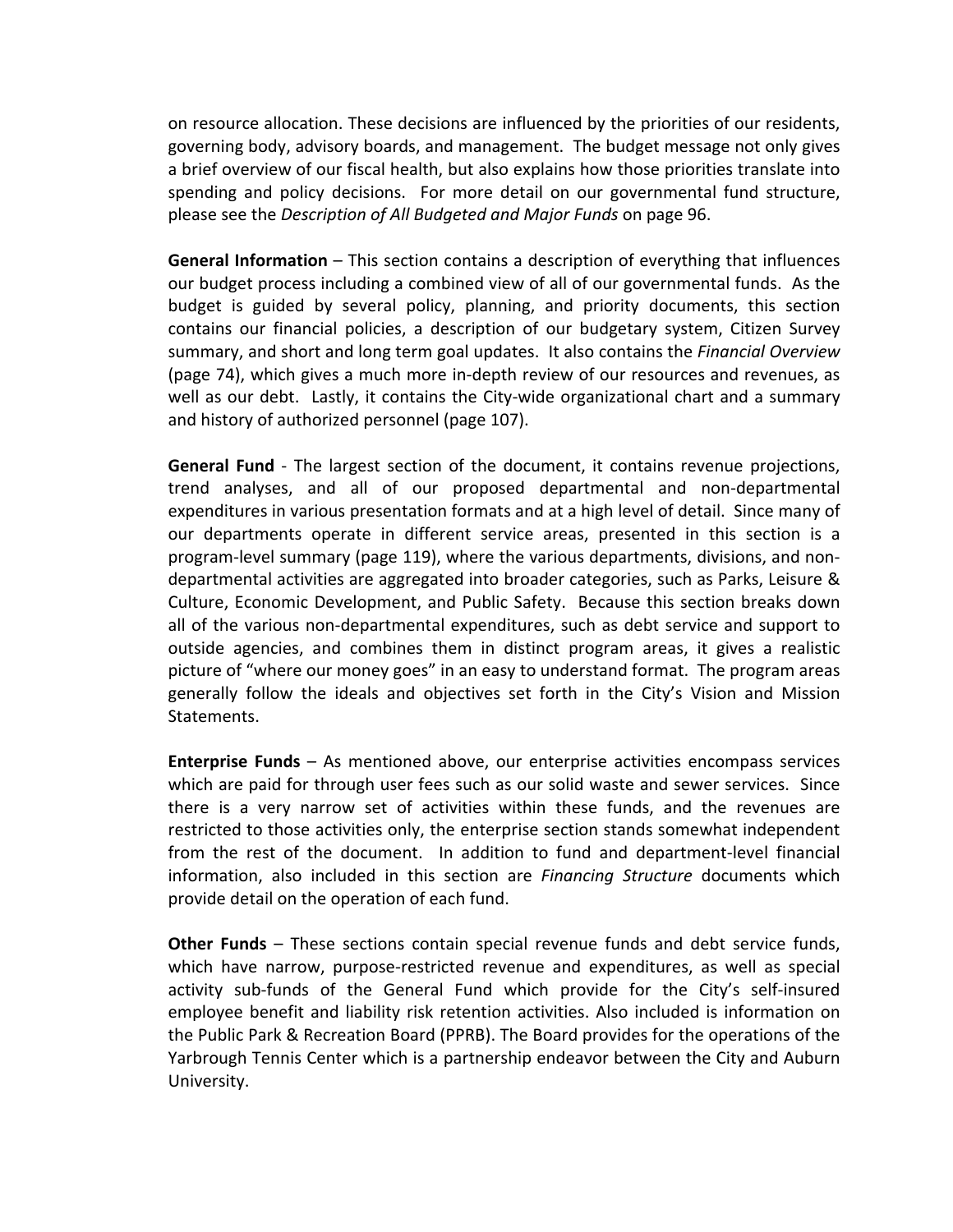on resource allocation. These decisions are influenced by the priorities of our residents, governing body, advisory boards, and management. The budget message not only gives a brief overview of our fiscal health, but also explains how those priorities translate into spending and policy decisions. For more detail on our governmental fund structure, please see the *Description of All Budgeted and Major Funds* on page 96.

**General Information** – This section contains a description of everything that influences our budget process including a combined view of all of our governmental funds. As the budget is guided by several policy, planning, and priority documents, this section contains our financial policies, a description of our budgetary system, Citizen Survey summary, and short and long term goal updates. It also contains the *Financial Overview* (page 74), which gives a much more in-depth review of our resources and revenues, as well as our debt. Lastly, it contains the City-wide organizational chart and a summary and history of authorized personnel (page 107).

**General Fund** - The largest section of the document, it contains revenue projections, trend analyses, and all of our proposed departmental and non-departmental expenditures in various presentation formats and at a high level of detail. Since many of our departments operate in different service areas, presented in this section is a program-level summary (page 119), where the various departments, divisions, and non-departmental activities are aggregated into broader categories, such as Parks, Leisure & Culture, Economic Development, and Public Safety. Because this section breaks down all of the various non-departmental expenditures, such as debt service and support to outside agencies, and combines them in distinct program areas, it gives a realistic picture of "where our money goes" in an easy to understand format. The program areas generally follow the ideals and objectives set forth in the City's Vision and Mission Statements.

**Enterprise Funds** – As mentioned above, our enterprise activities encompass services which are paid for through user fees such as our solid waste and sewer services. Since there is a very narrow set of activities within these funds, and the revenues are restricted to those activities only, the enterprise section stands somewhat independent from the rest of the document. In addition to fund and department-level financial information, also included in this section are *Financing Structure* documents which provide detail on the operation of each fund.

**Other Funds** – These sections contain special revenue funds and debt service funds, which have narrow, purpose-restricted revenue and expenditures, as well as special activity sub-funds of the General Fund which provide for the City's self-insured employee benefit and liability risk retention activities. Also included is information on the Public Park & Recreation Board (PPRB). The Board provides for the operations of the Yarbrough Tennis Center which is a partnership endeavor between the City and Auburn University.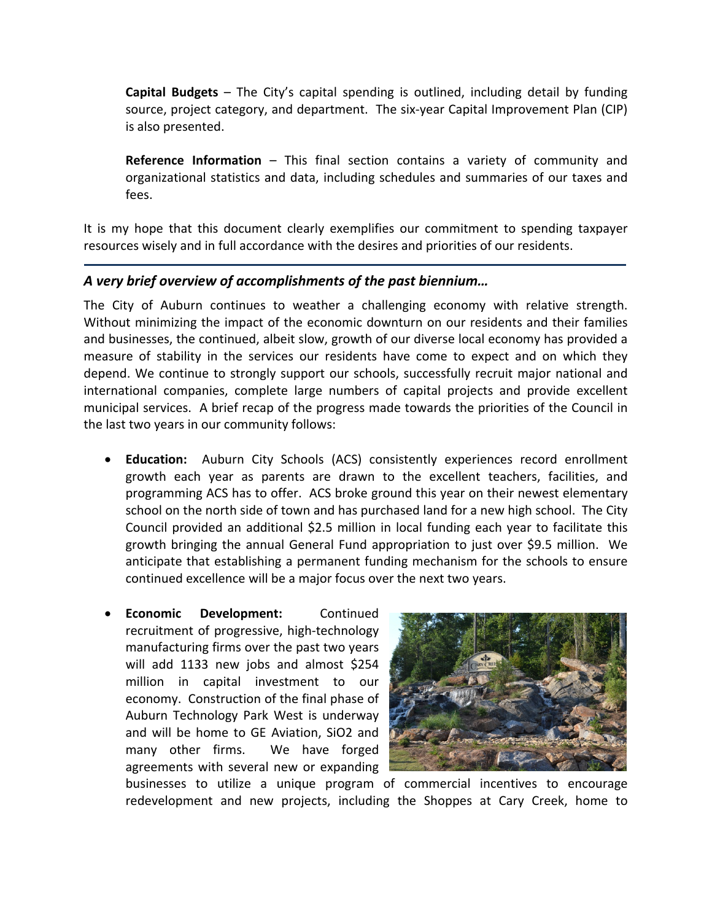**Capital Budgets** – The City's capital spending is outlined, including detail by funding source, project category, and department. The six-year Capital Improvement Plan (CIP) is also presented.

**Reference Information** – This final section contains a variety of community and organizational statistics and data, including schedules and summaries of our taxes and fees.

It is my hope that this document clearly exemplifies our commitment to spending taxpayer resources wisely and in full accordance with the desires and priorities of our residents.

---

### *A very brief overview of accomplishments of the past biennium…*

The City of Auburn continues to weather a challenging economy with relative strength. Without minimizing the impact of the economic downturn on our residents and their families and businesses, the continued, albeit slow, growth of our diverse local economy has provided a measure of stability in the services our residents have come to expect and on which they depend. We continue to strongly support our schools, successfully recruit major national and international companies, complete large numbers of capital projects and provide excellent municipal services. A brief recap of the progress made towards the priorities of the Council in the last two years in our community follows:

- **Education:** Auburn City Schools (ACS) consistently experiences record enrollment growth each year as parents are drawn to the excellent teachers, facilities, and programming ACS has to offer. ACS broke ground this year on their newest elementary school on the north side of town and has purchased land for a new high school. The City Council provided an additional $2.5 million in local funding each year to facilitate this growth bringing the annual General Fund appropriation to just over $9.5 million. We anticipate that establishing a permanent funding mechanism for the schools to ensure continued excellence will be a major focus over the next two years.

- **Economic Development:** Continued recruitment of progressive, high-technology manufacturing firms over the past two years will add 1133 new jobs and almost $254 million in capital investment to our economy. Construction of the final phase of Auburn Technology Park West is underway and will be home to GE Aviation, SiO2 and many other firms. We have forged agreements with several new or expanding businesses to utilize a unique program of commercial incentives to encourage redevelopment and new projects, including the Shoppes at Cary Creek, home to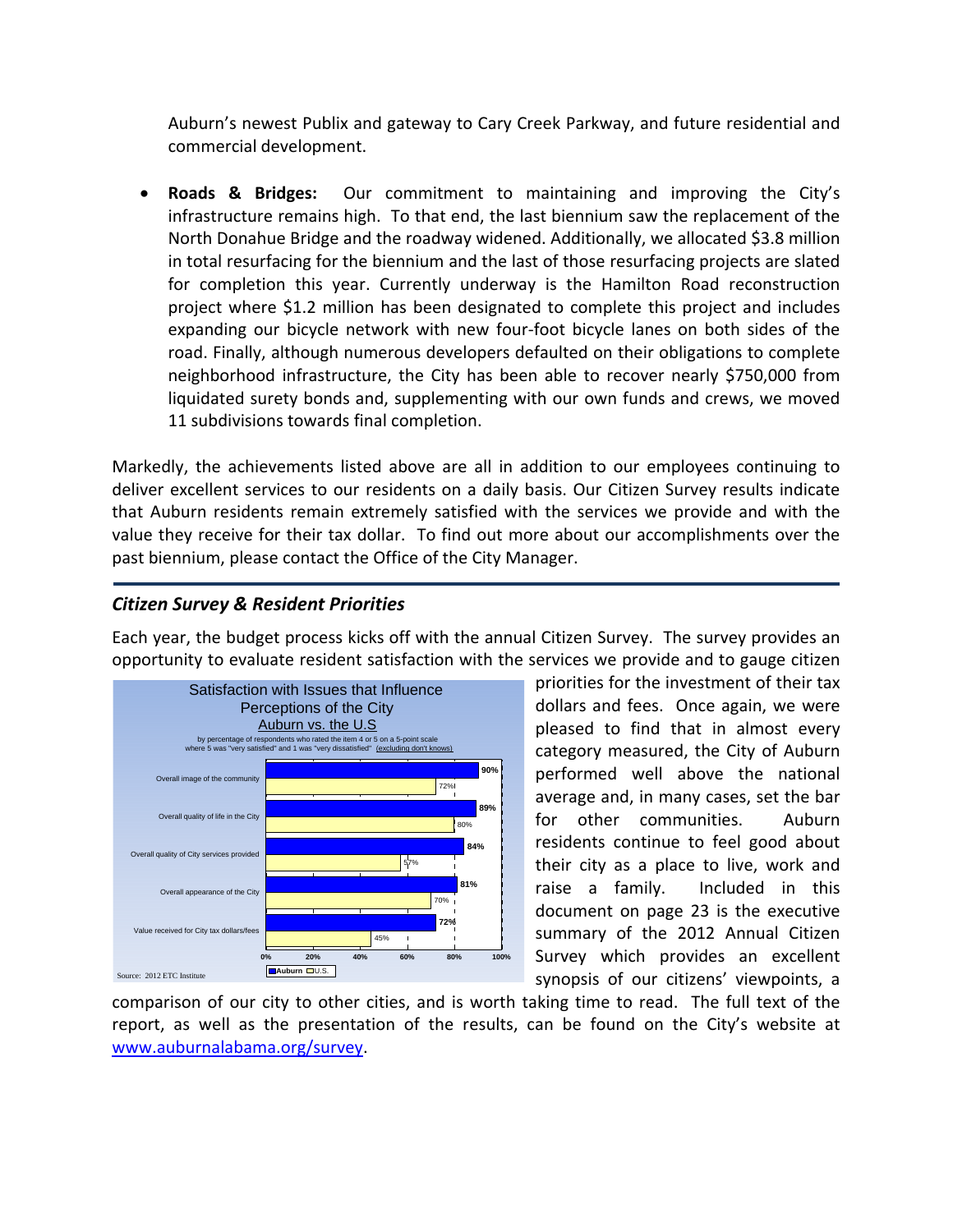Auburn's newest Publix and gateway to Cary Creek Parkway, and future residential and commercial development.

- **Roads & Bridges:** Our commitment to maintaining and improving the City's infrastructure remains high. To that end, the last biennium saw the replacement of the North Donahue Bridge and the roadway widened. Additionally, we allocated $3.8 million in total resurfacing for the biennium and the last of those resurfacing projects are slated for completion this year. Currently underway is the Hamilton Road reconstruction project where $1.2 million has been designated to complete this project and includes expanding our bicycle network with new four-foot bicycle lanes on both sides of the road. Finally, although numerous developers defaulted on their obligations to complete neighborhood infrastructure, the City has been able to recover nearly $750,000 from liquidated surety bonds and, supplementing with our own funds and crews, we moved 11 subdivisions towards final completion.

Markedly, the achievements listed above are all in addition to our employees continuing to deliver excellent services to our residents on a daily basis. Our Citizen Survey results indicate that Auburn residents remain extremely satisfied with the services we provide and with the value they receive for their tax dollar. To find out more about our accomplishments over the past biennium, please contact the Office of the City Manager.

## *Citizen Survey & Resident Priorities*

Each year, the budget process kicks off with the annual Citizen Survey. The survey provides an opportunity to evaluate resident satisfaction with the services we provide and to gauge citizen priorities for the investment of their tax dollars and fees. Once again, we were pleased to find that in almost every category measured, the City of Auburn performed well above the national average and, in many cases, set the bar for other communities. Auburn residents continue to feel good about their city as a place to live, work and raise a family. Included in this document on page 23 is the executive summary of the 2012 Annual Citizen Survey which provides an excellent synopsis of our citizens' viewpoints, a comparison of our city to other cities, and is worth taking time to read. The full text of the report, as well as the presentation of the results, can be found on the City's website at www.auburnalabama.org/survey.

**Satisfaction with Issues that Influence Perceptions of the City**
**Auburn vs. the U.S**
by percentage of respondents who rated the item 4 or 5 on a 5-point scale where 5 was "very satisfied" and 1 was "very dissatisfied" (excluding don't knows)

| Item | Auburn | U.S. |
| --- | --- | --- |
| Overall image of the community | 90% | 72% |
| Overall quality of life in the City | 89% | 80% |
| Overall quality of City services provided | 84% | 57% |
| Overall appearance of the City | 81% | 70% |
| Value received for City tax dollars/fees | 72% | 45% |

Source: 2012 ETC Institute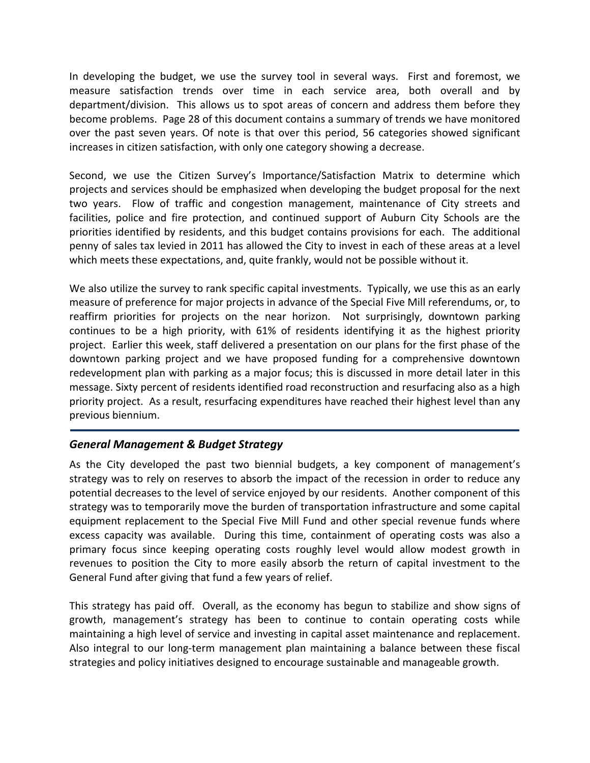In developing the budget, we use the survey tool in several ways. First and foremost, we measure satisfaction trends over time in each service area, both overall and by department/division. This allows us to spot areas of concern and address them before they become problems. Page 28 of this document contains a summary of trends we have monitored over the past seven years. Of note is that over this period, 56 categories showed significant increases in citizen satisfaction, with only one category showing a decrease.

Second, we use the Citizen Survey's Importance/Satisfaction Matrix to determine which projects and services should be emphasized when developing the budget proposal for the next two years. Flow of traffic and congestion management, maintenance of City streets and facilities, police and fire protection, and continued support of Auburn City Schools are the priorities identified by residents, and this budget contains provisions for each. The additional penny of sales tax levied in 2011 has allowed the City to invest in each of these areas at a level which meets these expectations, and, quite frankly, would not be possible without it.

We also utilize the survey to rank specific capital investments. Typically, we use this as an early measure of preference for major projects in advance of the Special Five Mill referendums, or, to reaffirm priorities for projects on the near horizon. Not surprisingly, downtown parking continues to be a high priority, with 61% of residents identifying it as the highest priority project. Earlier this week, staff delivered a presentation on our plans for the first phase of the downtown parking project and we have proposed funding for a comprehensive downtown redevelopment plan with parking as a major focus; this is discussed in more detail later in this message. Sixty percent of residents identified road reconstruction and resurfacing also as a high priority project. As a result, resurfacing expenditures have reached their highest level than any previous biennium.

## *General Management & Budget Strategy*

As the City developed the past two biennial budgets, a key component of management's strategy was to rely on reserves to absorb the impact of the recession in order to reduce any potential decreases to the level of service enjoyed by our residents. Another component of this strategy was to temporarily move the burden of transportation infrastructure and some capital equipment replacement to the Special Five Mill Fund and other special revenue funds where excess capacity was available. During this time, containment of operating costs was also a primary focus since keeping operating costs roughly level would allow modest growth in revenues to position the City to more easily absorb the return of capital investment to the General Fund after giving that fund a few years of relief.

This strategy has paid off. Overall, as the economy has begun to stabilize and show signs of growth, management's strategy has been to continue to contain operating costs while maintaining a high level of service and investing in capital asset maintenance and replacement. Also integral to our long-term management plan maintaining a balance between these fiscal strategies and policy initiatives designed to encourage sustainable and manageable growth.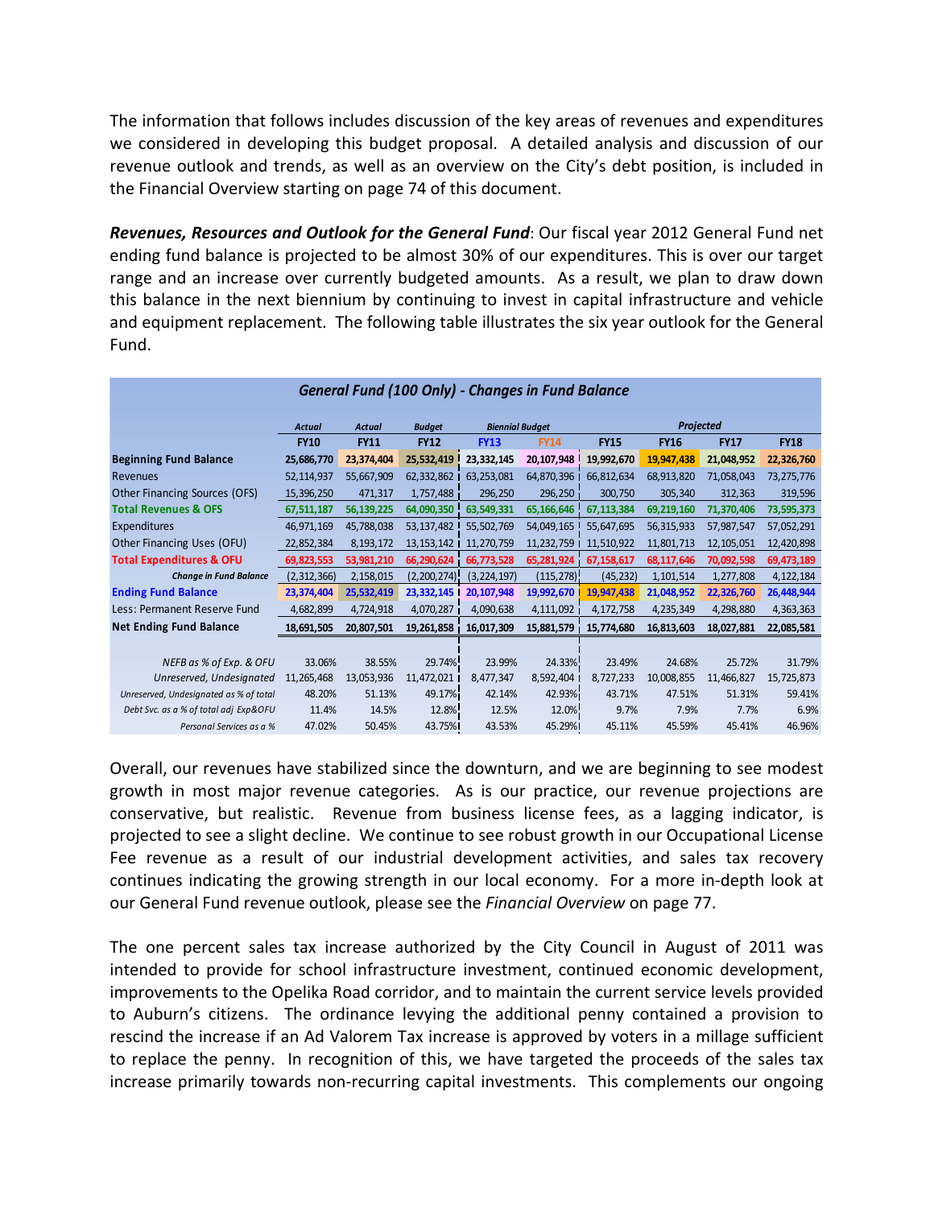The information that follows includes discussion of the key areas of revenues and expenditures we considered in developing this budget proposal. A detailed analysis and discussion of our revenue outlook and trends, as well as an overview on the City's debt position, is included in the Financial Overview starting on page 74 of this document.

***Revenues, Resources and Outlook for the General Fund***: Our fiscal year 2012 General Fund net ending fund balance is projected to be almost 30% of our expenditures. This is over our target range and an increase over currently budgeted amounts. As a result, we plan to draw down this balance in the next biennium by continuing to invest in capital infrastructure and vehicle and equipment replacement. The following table illustrates the six year outlook for the General Fund.

***General Fund (100 Only) - Changes in Fund Balance***

| | *Actual* | *Actual* | *Budget* | *Biennial Budget* | | *Projected* | | | |
|---|---|---|---|---|---|---|---|---|---|
| | **FY10** | **FY11** | **FY12** | **FY13** | **FY14** | **FY15** | **FY16** | **FY17** | **FY18** |
| **Beginning Fund Balance** | **25,686,770** | **23,374,404** | **25,532,419** | **23,332,145** | **20,107,948** | **19,992,670** | **19,947,438** | **21,048,952** | **22,326,760** |
| Revenues | 52,114,937 | 55,667,909 | 62,332,862 | 63,253,081 | 64,870,396 | 66,812,634 | 68,913,820 | 71,058,043 | 73,275,776 |
| Other Financing Sources (OFS) | 15,396,250 | 471,317 | 1,757,488 | 296,250 | 296,250 | 300,750 | 305,340 | 312,363 | 319,596 |
| **Total Revenues & OFS** | **67,511,187** | **56,139,225** | **64,090,350** | **63,549,331** | **65,166,646** | **67,113,384** | **69,219,160** | **71,370,406** | **73,595,373** |
| Expenditures | 46,971,169 | 45,788,038 | 53,137,482 | 55,502,769 | 54,049,165 | 55,647,695 | 56,315,933 | 57,987,547 | 57,052,291 |
| Other Financing Uses (OFU) | 22,852,384 | 8,193,172 | 13,153,142 | 11,270,759 | 11,232,759 | 11,510,922 | 11,801,713 | 12,105,051 | 12,420,898 |
| **Total Expenditures & OFU** | **69,823,553** | **53,981,210** | **66,290,624** | **66,773,528** | **65,281,924** | **67,158,617** | **68,117,646** | **70,092,598** | **69,473,189** |
| ***Change in Fund Balance*** | (2,312,366) | 2,158,015 | (2,200,274) | (3,224,197) | (115,278) | (45,232) | 1,101,514 | 1,277,808 | 4,122,184 |
| **Ending Fund Balance** | **23,374,404** | **25,532,419** | **23,332,145** | **20,107,948** | **19,992,670** | **19,947,438** | **21,048,952** | **22,326,760** | **26,448,944** |
| Less: Permanent Reserve Fund | 4,682,899 | 4,724,918 | 4,070,287 | 4,090,638 | 4,111,092 | 4,172,758 | 4,235,349 | 4,298,880 | 4,363,363 |
| **Net Ending Fund Balance** | **18,691,505** | **20,807,501** | **19,261,858** | **16,017,309** | **15,881,579** | **15,774,680** | **16,813,603** | **18,027,881** | **22,085,581** |
| *NEFB as % of Exp. & OFU* | 33.06% | 38.55% | 29.74% | 23.99% | 24.33% | 23.49% | 24.68% | 25.72% | 31.79% |
| *Unreserved, Undesignated* | 11,265,468 | 13,053,936 | 11,472,021 | 8,477,347 | 8,592,404 | 8,727,233 | 10,008,855 | 11,466,827 | 15,725,873 |
| *Unreserved, Undesignated as % of total* | 48.20% | 51.13% | 49.17% | 42.14% | 42.93% | 43.71% | 47.51% | 51.31% | 59.41% |
| *Debt Svc. as a % of total adj Exp&OFU* | 11.4% | 14.5% | 12.8% | 12.5% | 12.0% | 9.7% | 7.9% | 7.7% | 6.9% |
| *Personal Services as a %* | 47.02% | 50.45% | 43.75% | 43.53% | 45.29% | 45.11% | 45.59% | 45.41% | 46.96% |

Overall, our revenues have stabilized since the downturn, and we are beginning to see modest growth in most major revenue categories. As is our practice, our revenue projections are conservative, but realistic. Revenue from business license fees, as a lagging indicator, is projected to see a slight decline. We continue to see robust growth in our Occupational License Fee revenue as a result of our industrial development activities, and sales tax recovery continues indicating the growing strength in our local economy. For a more in-depth look at our General Fund revenue outlook, please see the *Financial Overview* on page 77.

The one percent sales tax increase authorized by the City Council in August of 2011 was intended to provide for school infrastructure investment, continued economic development, improvements to the Opelika Road corridor, and to maintain the current service levels provided to Auburn's citizens. The ordinance levying the additional penny contained a provision to rescind the increase if an Ad Valorem Tax increase is approved by voters in a millage sufficient to replace the penny. In recognition of this, we have targeted the proceeds of the sales tax increase primarily towards non-recurring capital investments. This complements our ongoing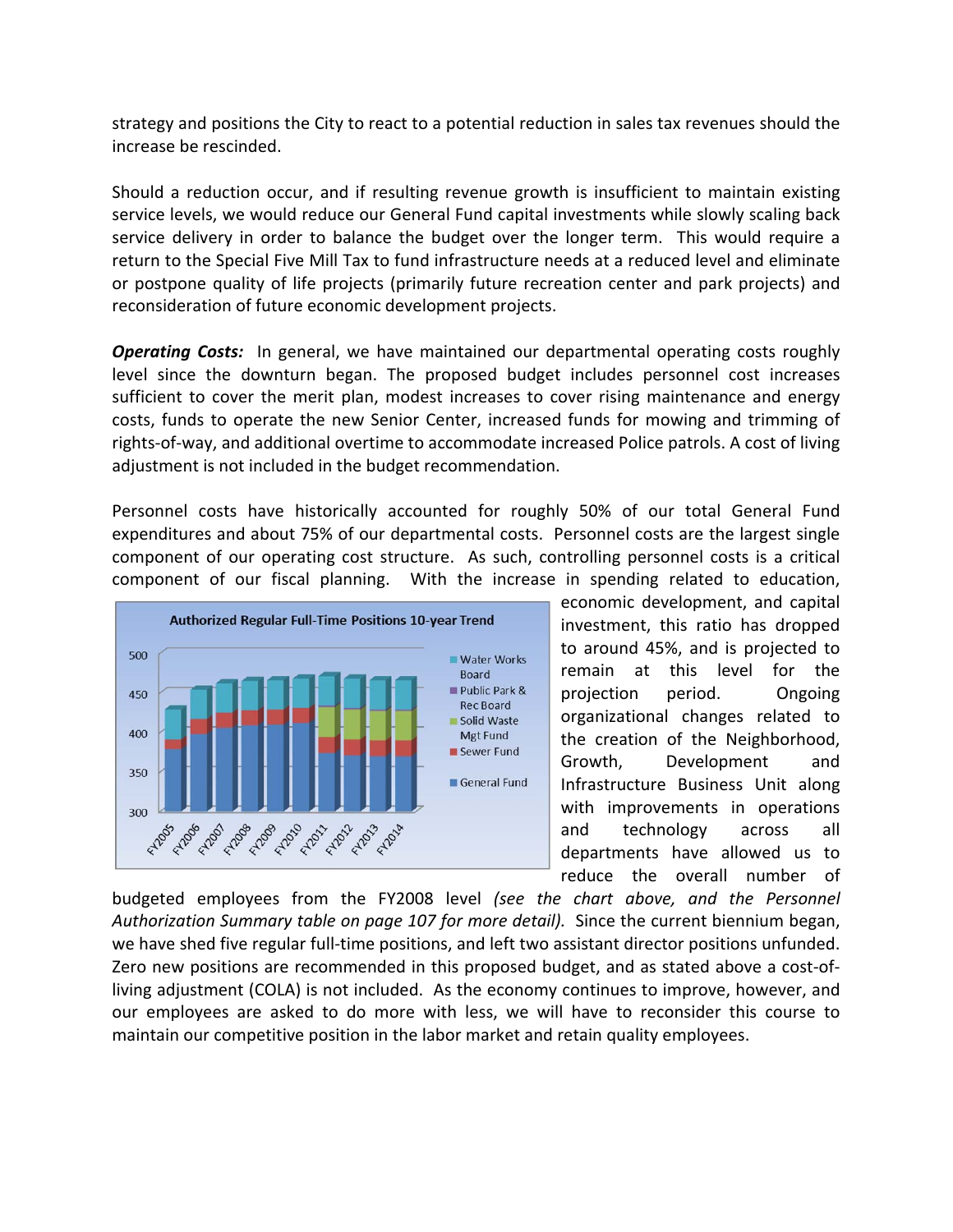strategy and positions the City to react to a potential reduction in sales tax revenues should the increase be rescinded.

Should a reduction occur, and if resulting revenue growth is insufficient to maintain existing service levels, we would reduce our General Fund capital investments while slowly scaling back service delivery in order to balance the budget over the longer term. This would require a return to the Special Five Mill Tax to fund infrastructure needs at a reduced level and eliminate or postpone quality of life projects (primarily future recreation center and park projects) and reconsideration of future economic development projects.

***Operating Costs:*** In general, we have maintained our departmental operating costs roughly level since the downturn began. The proposed budget includes personnel cost increases sufficient to cover the merit plan, modest increases to cover rising maintenance and energy costs, funds to operate the new Senior Center, increased funds for mowing and trimming of rights-of-way, and additional overtime to accommodate increased Police patrols. A cost of living adjustment is not included in the budget recommendation.

Personnel costs have historically accounted for roughly 50% of our total General Fund expenditures and about 75% of our departmental costs. Personnel costs are the largest single component of our operating cost structure. As such, controlling personnel costs is a critical component of our fiscal planning. With the increase in spending related to education, economic development, and capital investment, this ratio has dropped to around 45%, and is projected to remain at this level for the projection period. Ongoing organizational changes related to the creation of the Neighborhood, Growth, Development and Infrastructure Business Unit along with improvements in operations and technology across all departments have allowed us to reduce the overall number of budgeted employees from the FY2008 level *(see the chart above, and the Personnel Authorization Summary table on page 107 for more detail).* Since the current biennium began, we have shed five regular full-time positions, and left two assistant director positions unfunded. Zero new positions are recommended in this proposed budget, and as stated above a cost-of-living adjustment (COLA) is not included. As the economy continues to improve, however, and our employees are asked to do more with less, we will have to reconsider this course to maintain our competitive position in the labor market and retain quality employees.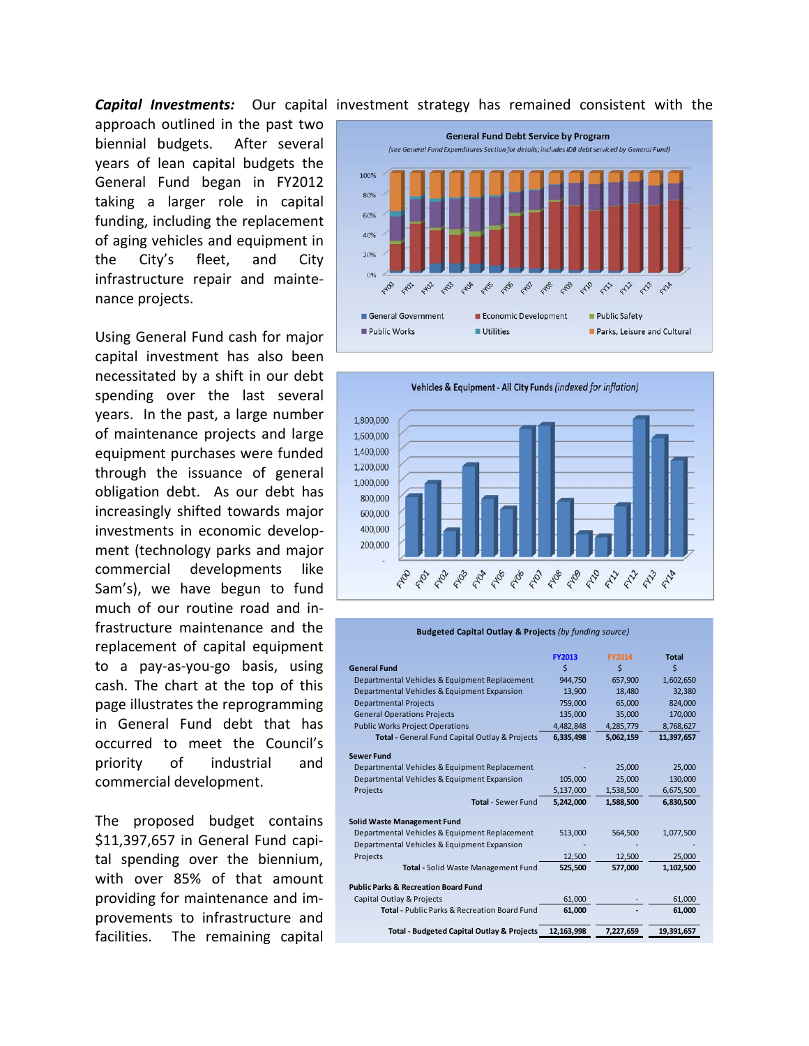***Capital Investments:*** Our capital investment strategy has remained consistent with the approach outlined in the past two biennial budgets. After several years of lean capital budgets the General Fund began in FY2012 taking a larger role in capital funding, including the replacement of aging vehicles and equipment in the City's fleet, and City infrastructure repair and maintenance projects.

Using General Fund cash for major capital investment has also been necessitated by a shift in our debt spending over the last several years. In the past, a large number of maintenance projects and large equipment purchases were funded through the issuance of general obligation debt. As our debt has increasingly shifted towards major investments in economic development (technology parks and major commercial developments like Sam's), we have begun to fund much of our routine road and infrastructure maintenance and the replacement of capital equipment to a pay-as-you-go basis, using cash. The chart at the top of this page illustrates the reprogramming in General Fund debt that has occurred to meet the Council's priority of industrial and commercial development.

The proposed budget contains $11,397,657 in General Fund capital spending over the biennium, with over 85% of that amount providing for maintenance and improvements to infrastructure and facilities. The remaining capital

**General Fund Debt Service by Program**

*(see General Fund Expenditures Section for details; includes IDB debt serviced by General Fund)*

**Vehicles & Equipment - All City Funds** *(indexed for inflation)*

**Budgeted Capital Outlay & Projects** *(by funding source)*

| | FY2013 | FY2014 | Total |
|---|---|---|---|
| **General Fund** | $ | $ | $ |
| Departmental Vehicles & Equipment Replacement | 944,750 | 657,900 | 1,602,650 |
| Departmental Vehicles & Equipment Expansion | 13,900 | 18,480 | 32,380 |
| Departmental Projects | 759,000 | 65,000 | 824,000 |
| General Operations Projects | 135,000 | 35,000 | 170,000 |
| Public Works Project Operations | 4,482,848 | 4,285,779 | 8,768,627 |
| **Total** - General Fund Capital Outlay & Projects | **6,335,498** | **5,062,159** | **11,397,657** |
| **Sewer Fund** | | | |
| Departmental Vehicles & Equipment Replacement | - | 25,000 | 25,000 |
| Departmental Vehicles & Equipment Expansion | 105,000 | 25,000 | 130,000 |
| Projects | 5,137,000 | 1,538,500 | 6,675,500 |
| **Total** - Sewer Fund | **5,242,000** | **1,588,500** | **6,830,500** |
| **Solid Waste Management Fund** | | | |
| Departmental Vehicles & Equipment Replacement | 513,000 | 564,500 | 1,077,500 |
| Departmental Vehicles & Equipment Expansion | - | - | - |
| Projects | 12,500 | 12,500 | 25,000 |
| **Total** - Solid Waste Management Fund | **525,500** | **577,000** | **1,102,500** |
| **Public Parks & Recreation Board Fund** | | | |
| Capital Outlay & Projects | 61,000 | - | 61,000 |
| **Total** - Public Parks & Recreation Board Fund | **61,000** | **-** | **61,000** |
| **Total - Budgeted Capital Outlay & Projects** | **12,163,998** | **7,227,659** | **19,391,657** |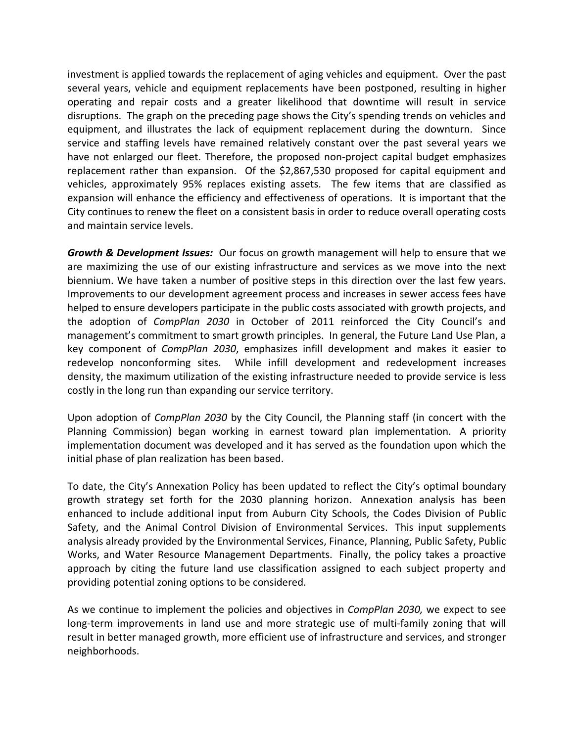investment is applied towards the replacement of aging vehicles and equipment. Over the past several years, vehicle and equipment replacements have been postponed, resulting in higher operating and repair costs and a greater likelihood that downtime will result in service disruptions. The graph on the preceding page shows the City's spending trends on vehicles and equipment, and illustrates the lack of equipment replacement during the downturn. Since service and staffing levels have remained relatively constant over the past several years we have not enlarged our fleet. Therefore, the proposed non-project capital budget emphasizes replacement rather than expansion. Of the $2,867,530 proposed for capital equipment and vehicles, approximately 95% replaces existing assets. The few items that are classified as expansion will enhance the efficiency and effectiveness of operations. It is important that the City continues to renew the fleet on a consistent basis in order to reduce overall operating costs and maintain service levels.

***Growth & Development Issues:*** Our focus on growth management will help to ensure that we are maximizing the use of our existing infrastructure and services as we move into the next biennium. We have taken a number of positive steps in this direction over the last few years. Improvements to our development agreement process and increases in sewer access fees have helped to ensure developers participate in the public costs associated with growth projects, and the adoption of *CompPlan 2030* in October of 2011 reinforced the City Council's and management's commitment to smart growth principles. In general, the Future Land Use Plan, a key component of *CompPlan 2030*, emphasizes infill development and makes it easier to redevelop nonconforming sites. While infill development and redevelopment increases density, the maximum utilization of the existing infrastructure needed to provide service is less costly in the long run than expanding our service territory.

Upon adoption of *CompPlan 2030* by the City Council, the Planning staff (in concert with the Planning Commission) began working in earnest toward plan implementation. A priority implementation document was developed and it has served as the foundation upon which the initial phase of plan realization has been based.

To date, the City's Annexation Policy has been updated to reflect the City's optimal boundary growth strategy set forth for the 2030 planning horizon. Annexation analysis has been enhanced to include additional input from Auburn City Schools, the Codes Division of Public Safety, and the Animal Control Division of Environmental Services. This input supplements analysis already provided by the Environmental Services, Finance, Planning, Public Safety, Public Works, and Water Resource Management Departments. Finally, the policy takes a proactive approach by citing the future land use classification assigned to each subject property and providing potential zoning options to be considered.

As we continue to implement the policies and objectives in *CompPlan 2030,* we expect to see long-term improvements in land use and more strategic use of multi-family zoning that will result in better managed growth, more efficient use of infrastructure and services, and stronger neighborhoods.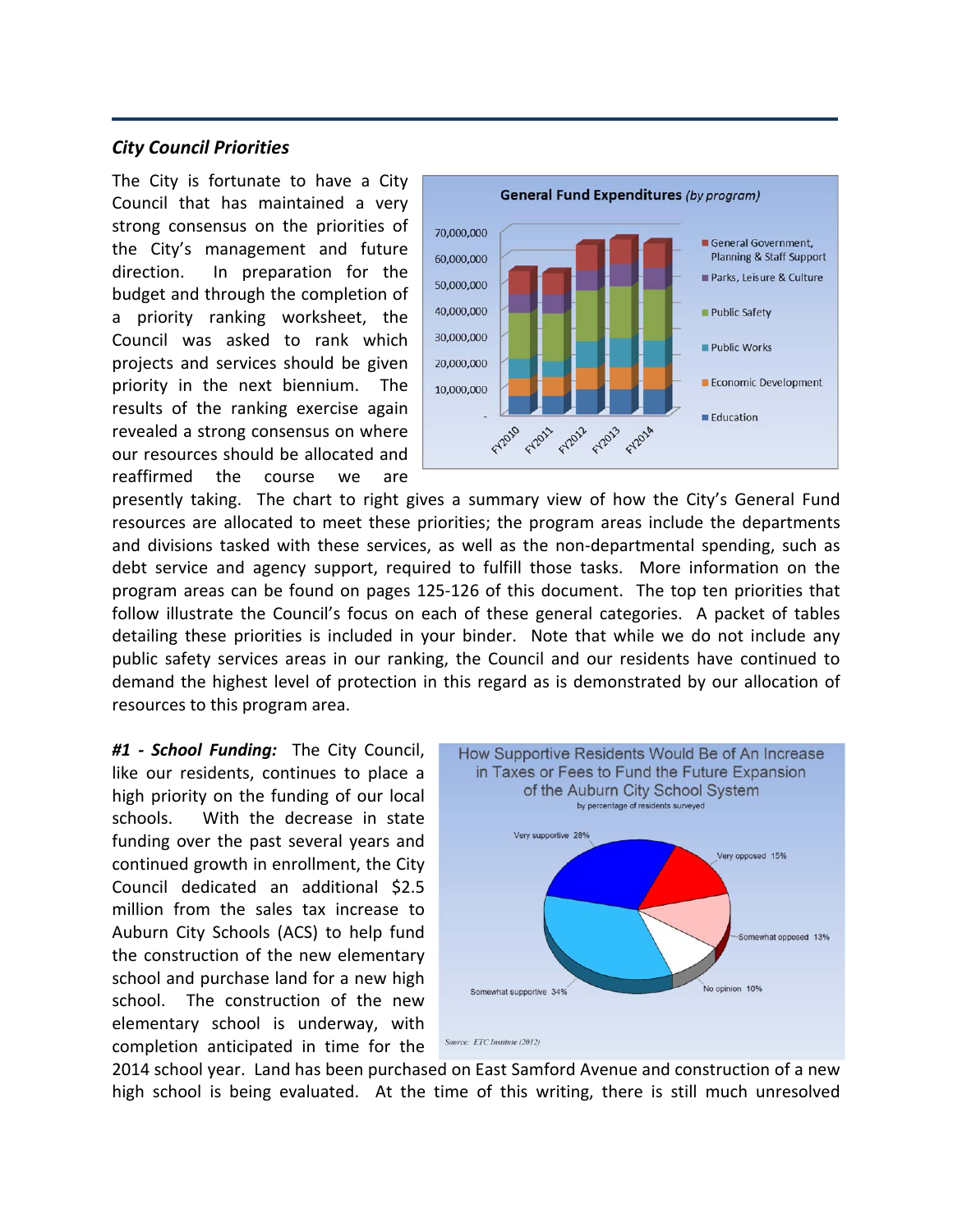### *City Council Priorities*

The City is fortunate to have a City Council that has maintained a very strong consensus on the priorities of the City's management and future direction. In preparation for the budget and through the completion of a priority ranking worksheet, the Council was asked to rank which projects and services should be given priority in the next biennium. The results of the ranking exercise again revealed a strong consensus on where our resources should be allocated and reaffirmed the course we are presently taking. The chart to right gives a summary view of how the City's General Fund resources are allocated to meet these priorities; the program areas include the departments and divisions tasked with these services, as well as the non-departmental spending, such as debt service and agency support, required to fulfill those tasks. More information on the program areas can be found on pages 125-126 of this document. The top ten priorities that follow illustrate the Council's focus on each of these general categories. A packet of tables detailing these priorities is included in your binder. Note that while we do not include any public safety services areas in our ranking, the Council and our residents have continued to demand the highest level of protection in this regard as is demonstrated by our allocation of resources to this program area.

***#1 - School Funding:*** The City Council, like our residents, continues to place a high priority on the funding of our local schools. With the decrease in state funding over the past several years and continued growth in enrollment, the City Council dedicated an additional $2.5 million from the sales tax increase to Auburn City Schools (ACS) to help fund the construction of the new elementary school and purchase land for a new high school. The construction of the new elementary school is underway, with completion anticipated in time for the 2014 school year. Land has been purchased on East Samford Avenue and construction of a new high school is being evaluated. At the time of this writing, there is still much unresolved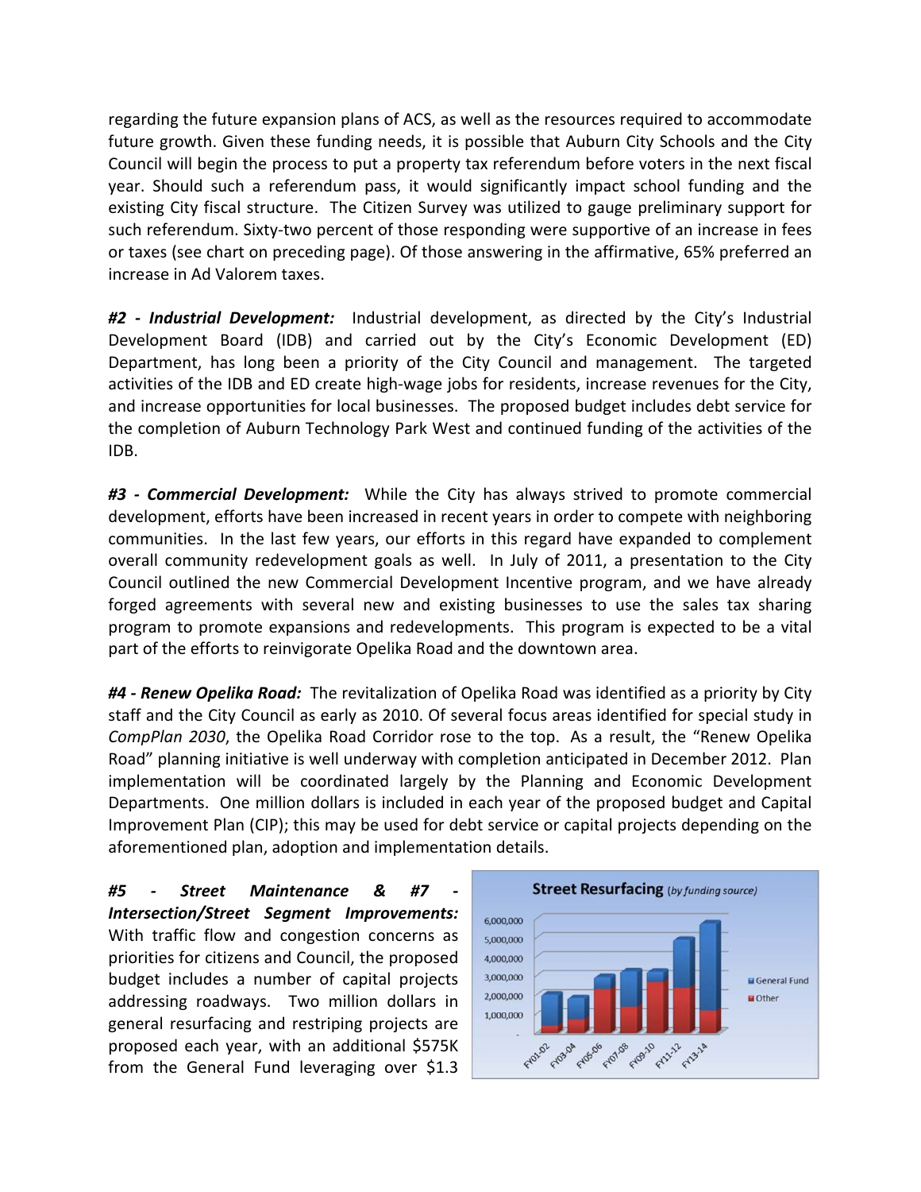regarding the future expansion plans of ACS, as well as the resources required to accommodate future growth. Given these funding needs, it is possible that Auburn City Schools and the City Council will begin the process to put a property tax referendum before voters in the next fiscal year. Should such a referendum pass, it would significantly impact school funding and the existing City fiscal structure. The Citizen Survey was utilized to gauge preliminary support for such referendum. Sixty-two percent of those responding were supportive of an increase in fees or taxes (see chart on preceding page). Of those answering in the affirmative, 65% preferred an increase in Ad Valorem taxes.

***#2 - Industrial Development:*** Industrial development, as directed by the City's Industrial Development Board (IDB) and carried out by the City's Economic Development (ED) Department, has long been a priority of the City Council and management. The targeted activities of the IDB and ED create high-wage jobs for residents, increase revenues for the City, and increase opportunities for local businesses. The proposed budget includes debt service for the completion of Auburn Technology Park West and continued funding of the activities of the IDB.

***#3 - Commercial Development:*** While the City has always strived to promote commercial development, efforts have been increased in recent years in order to compete with neighboring communities. In the last few years, our efforts in this regard have expanded to complement overall community redevelopment goals as well. In July of 2011, a presentation to the City Council outlined the new Commercial Development Incentive program, and we have already forged agreements with several new and existing businesses to use the sales tax sharing program to promote expansions and redevelopments. This program is expected to be a vital part of the efforts to reinvigorate Opelika Road and the downtown area.

***#4 - Renew Opelika Road:*** The revitalization of Opelika Road was identified as a priority by City staff and the City Council as early as 2010. Of several focus areas identified for special study in *CompPlan 2030*, the Opelika Road Corridor rose to the top. As a result, the "Renew Opelika Road" planning initiative is well underway with completion anticipated in December 2012. Plan implementation will be coordinated largely by the Planning and Economic Development Departments. One million dollars is included in each year of the proposed budget and Capital Improvement Plan (CIP); this may be used for debt service or capital projects depending on the aforementioned plan, adoption and implementation details.

***#5 - Street Maintenance & #7 - Intersection/Street Segment Improvements:*** With traffic flow and congestion concerns as priorities for citizens and Council, the proposed budget includes a number of capital projects addressing roadways. Two million dollars in general resurfacing and restriping projects are proposed each year, with an additional $575K from the General Fund leveraging over $1.3

**Street Resurfacing** *(by funding source)*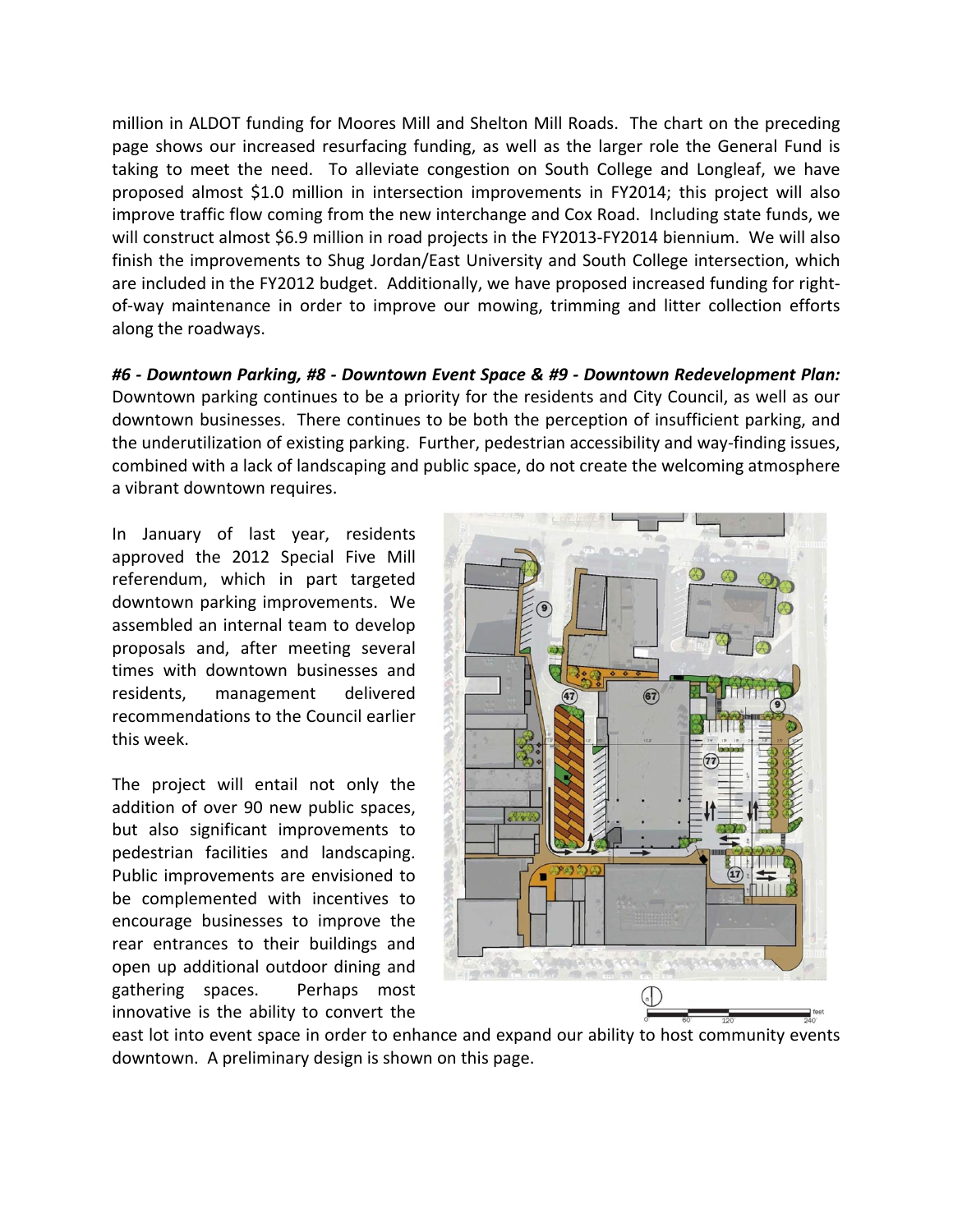million in ALDOT funding for Moores Mill and Shelton Mill Roads. The chart on the preceding page shows our increased resurfacing funding, as well as the larger role the General Fund is taking to meet the need. To alleviate congestion on South College and Longleaf, we have proposed almost $1.0 million in intersection improvements in FY2014; this project will also improve traffic flow coming from the new interchange and Cox Road. Including state funds, we will construct almost $6.9 million in road projects in the FY2013-FY2014 biennium. We will also finish the improvements to Shug Jordan/East University and South College intersection, which are included in the FY2012 budget. Additionally, we have proposed increased funding for right-of-way maintenance in order to improve our mowing, trimming and litter collection efforts along the roadways.

***#6 - Downtown Parking, #8 - Downtown Event Space & #9 - Downtown Redevelopment Plan:*** Downtown parking continues to be a priority for the residents and City Council, as well as our downtown businesses. There continues to be both the perception of insufficient parking, and the underutilization of existing parking. Further, pedestrian accessibility and way-finding issues, combined with a lack of landscaping and public space, do not create the welcoming atmosphere a vibrant downtown requires.

In January of last year, residents approved the 2012 Special Five Mill referendum, which in part targeted downtown parking improvements. We assembled an internal team to develop proposals and, after meeting several times with downtown businesses and residents, management delivered recommendations to the Council earlier this week.

The project will entail not only the addition of over 90 new public spaces, but also significant improvements to pedestrian facilities and landscaping. Public improvements are envisioned to be complemented with incentives to encourage businesses to improve the rear entrances to their buildings and open up additional outdoor dining and gathering spaces. Perhaps most innovative is the ability to convert the east lot into event space in order to enhance and expand our ability to host community events downtown. A preliminary design is shown on this page.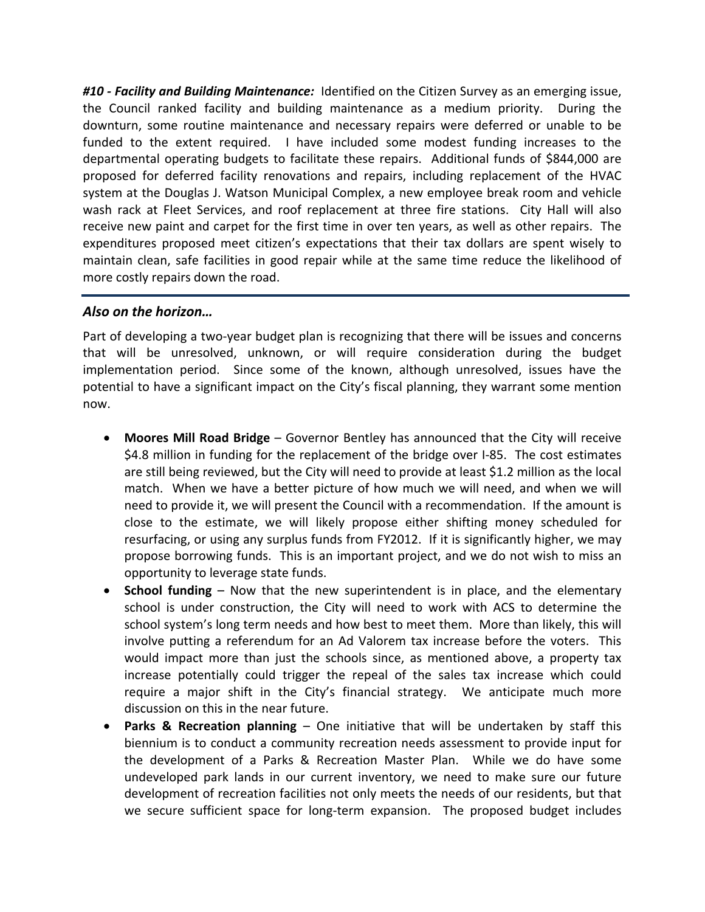***#10 - Facility and Building Maintenance:*** Identified on the Citizen Survey as an emerging issue, the Council ranked facility and building maintenance as a medium priority. During the downturn, some routine maintenance and necessary repairs were deferred or unable to be funded to the extent required. I have included some modest funding increases to the departmental operating budgets to facilitate these repairs. Additional funds of $844,000 are proposed for deferred facility renovations and repairs, including replacement of the HVAC system at the Douglas J. Watson Municipal Complex, a new employee break room and vehicle wash rack at Fleet Services, and roof replacement at three fire stations. City Hall will also receive new paint and carpet for the first time in over ten years, as well as other repairs. The expenditures proposed meet citizen's expectations that their tax dollars are spent wisely to maintain clean, safe facilities in good repair while at the same time reduce the likelihood of more costly repairs down the road.

---

## *Also on the horizon…*

Part of developing a two-year budget plan is recognizing that there will be issues and concerns that will be unresolved, unknown, or will require consideration during the budget implementation period. Since some of the known, although unresolved, issues have the potential to have a significant impact on the City's fiscal planning, they warrant some mention now.

- **Moores Mill Road Bridge** – Governor Bentley has announced that the City will receive $4.8 million in funding for the replacement of the bridge over I-85. The cost estimates are still being reviewed, but the City will need to provide at least $1.2 million as the local match. When we have a better picture of how much we will need, and when we will need to provide it, we will present the Council with a recommendation. If the amount is close to the estimate, we will likely propose either shifting money scheduled for resurfacing, or using any surplus funds from FY2012. If it is significantly higher, we may propose borrowing funds. This is an important project, and we do not wish to miss an opportunity to leverage state funds.
- **School funding** – Now that the new superintendent is in place, and the elementary school is under construction, the City will need to work with ACS to determine the school system's long term needs and how best to meet them. More than likely, this will involve putting a referendum for an Ad Valorem tax increase before the voters. This would impact more than just the schools since, as mentioned above, a property tax increase potentially could trigger the repeal of the sales tax increase which could require a major shift in the City's financial strategy. We anticipate much more discussion on this in the near future.
- **Parks & Recreation planning** – One initiative that will be undertaken by staff this biennium is to conduct a community recreation needs assessment to provide input for the development of a Parks & Recreation Master Plan. While we do have some undeveloped park lands in our current inventory, we need to make sure our future development of recreation facilities not only meets the needs of our residents, but that we secure sufficient space for long-term expansion. The proposed budget includes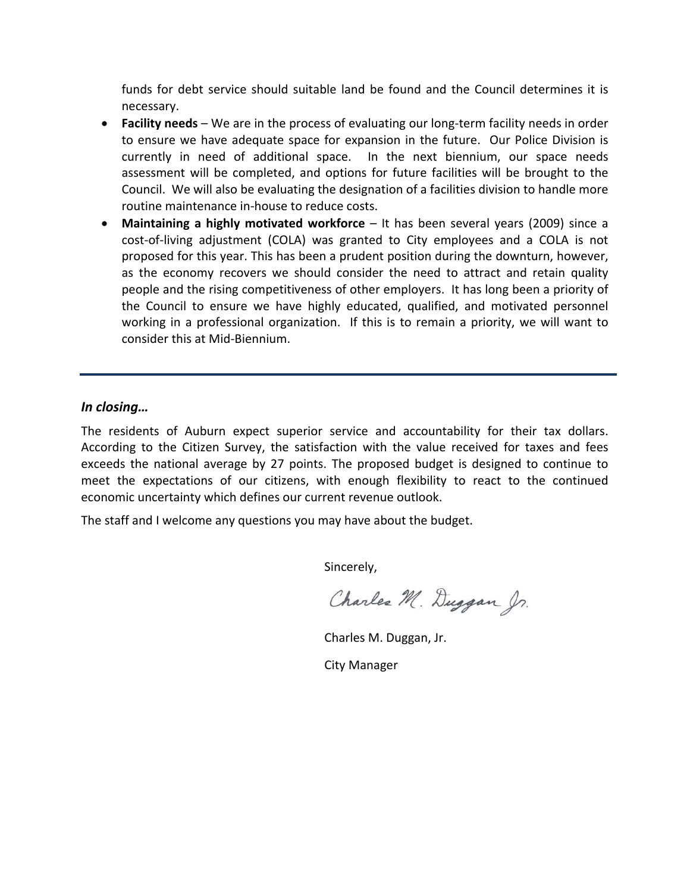funds for debt service should suitable land be found and the Council determines it is necessary.

- **Facility needs** – We are in the process of evaluating our long-term facility needs in order to ensure we have adequate space for expansion in the future. Our Police Division is currently in need of additional space. In the next biennium, our space needs assessment will be completed, and options for future facilities will be brought to the Council. We will also be evaluating the designation of a facilities division to handle more routine maintenance in-house to reduce costs.
- **Maintaining a highly motivated workforce** – It has been several years (2009) since a cost-of-living adjustment (COLA) was granted to City employees and a COLA is not proposed for this year. This has been a prudent position during the downturn, however, as the economy recovers we should consider the need to attract and retain quality people and the rising competitiveness of other employers. It has long been a priority of the Council to ensure we have highly educated, qualified, and motivated personnel working in a professional organization. If this is to remain a priority, we will want to consider this at Mid-Biennium.

---

***In closing…***

The residents of Auburn expect superior service and accountability for their tax dollars. According to the Citizen Survey, the satisfaction with the value received for taxes and fees exceeds the national average by 27 points. The proposed budget is designed to continue to meet the expectations of our citizens, with enough flexibility to react to the continued economic uncertainty which defines our current revenue outlook.

The staff and I welcome any questions you may have about the budget.

Sincerely,

Charles M. Duggan Jr.

Charles M. Duggan, Jr.

City Manager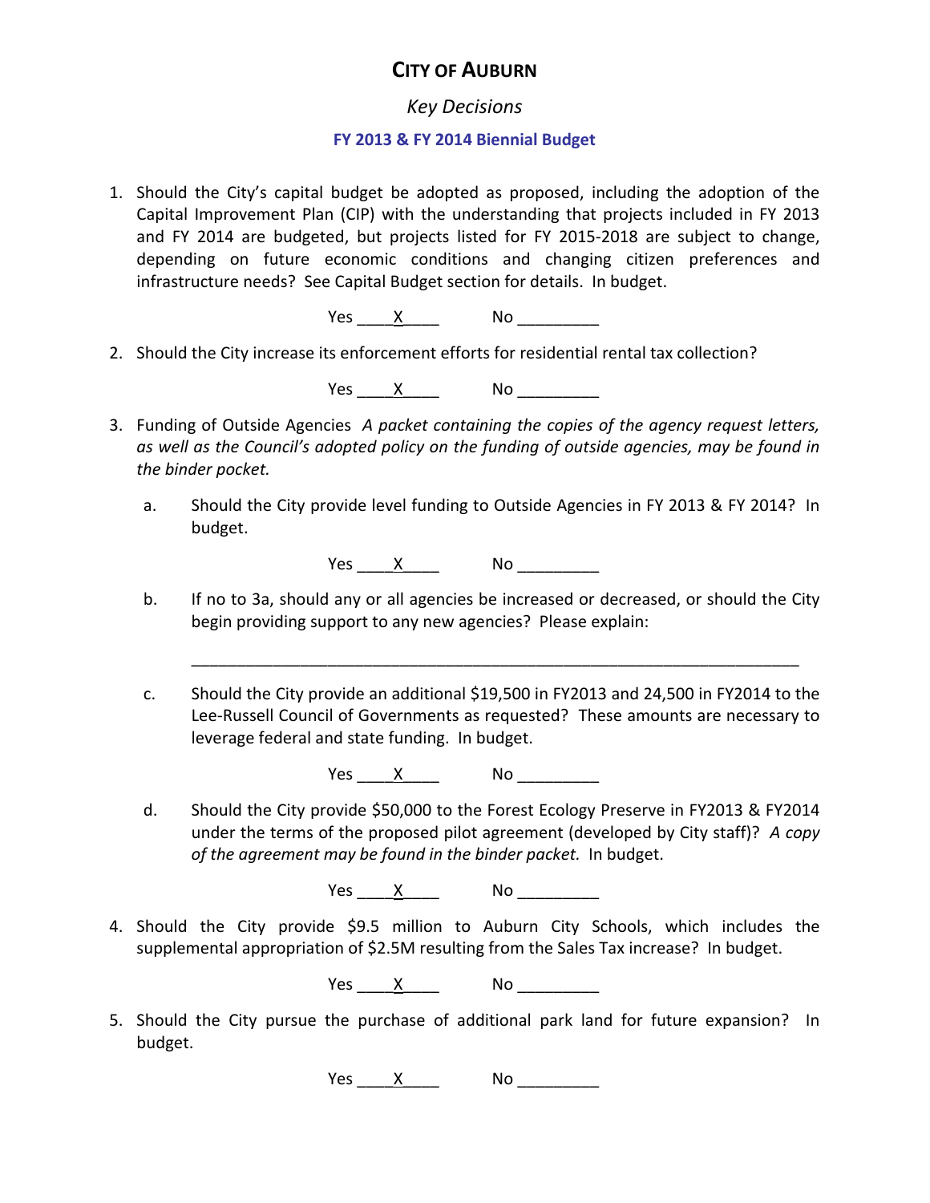# City of Auburn

*Key Decisions*

**FY 2013 & FY 2014 Biennial Budget**

1. Should the City's capital budget be adopted as proposed, including the adoption of the Capital Improvement Plan (CIP) with the understanding that projects included in FY 2013 and FY 2014 are budgeted, but projects listed for FY 2015-2018 are subject to change, depending on future economic conditions and changing citizen preferences and infrastructure needs? See Capital Budget section for details. In budget.

   Yes ____X____ No _________

2. Should the City increase its enforcement efforts for residential rental tax collection?

   Yes ____X____ No _________

3. Funding of Outside Agencies *A packet containing the copies of the agency request letters, as well as the Council's adopted policy on the funding of outside agencies, may be found in the binder pocket.*

   a. Should the City provide level funding to Outside Agencies in FY 2013 & FY 2014? In budget.

      Yes ____X____ No _________

   b. If no to 3a, should any or all agencies be increased or decreased, or should the City begin providing support to any new agencies? Please explain:

      ______________________________________________________________________

   c. Should the City provide an additional $19,500 in FY2013 and 24,500 in FY2014 to the Lee-Russell Council of Governments as requested? These amounts are necessary to leverage federal and state funding. In budget.

      Yes ____X____ No _________

   d. Should the City provide $50,000 to the Forest Ecology Preserve in FY2013 & FY2014 under the terms of the proposed pilot agreement (developed by City staff)? *A copy of the agreement may be found in the binder packet.* In budget.

      Yes ____X____ No _________

4. Should the City provide $9.5 million to Auburn City Schools, which includes the supplemental appropriation of $2.5M resulting from the Sales Tax increase? In budget.

   Yes ____X____ No _________

5. Should the City pursue the purchase of additional park land for future expansion? In budget.

   Yes ____X____ No _________